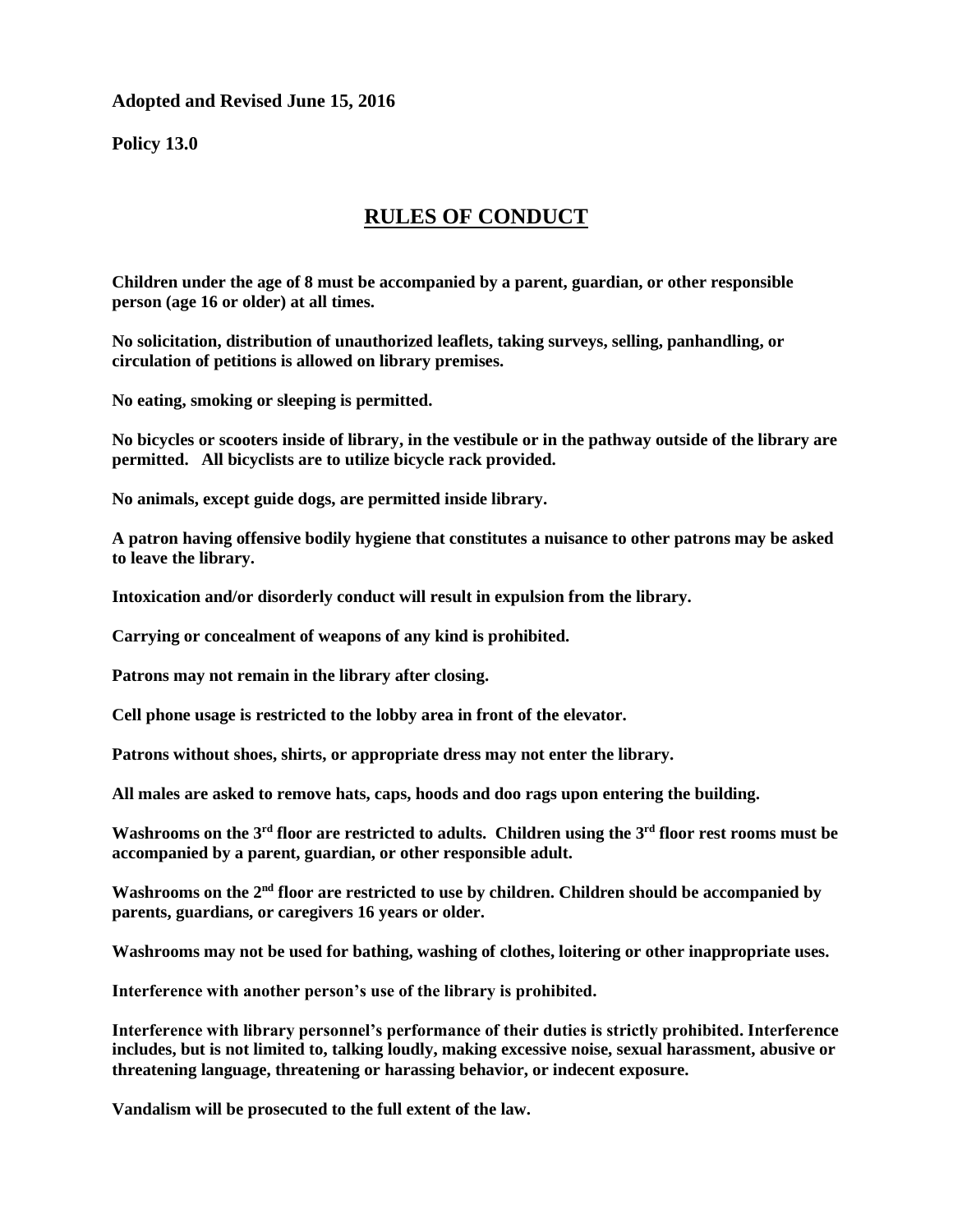**Adopted and Revised June 15, 2016**

**Policy 13.0**

# RULES OF CONDUCT

**Children under the age of 8 must be accompanied by a parent, guardian, or other responsible person (age 16 or older) at all times.**

**No solicitation, distribution of unauthorized leaflets, taking surveys, selling, panhandling, or circulation of petitions is allowed on library premises.**

**No eating, smoking or sleeping is permitted.**

**No bicycles or scooters inside of library, in the vestibule or in the pathway outside of the library are permitted. All bicyclists are to utilize bicycle rack provided.**

**No animals, except guide dogs, are permitted inside library.**

**A patron having offensive bodily hygiene that constitutes a nuisance to other patrons may be asked to leave the library.**

**Intoxication and/or disorderly conduct will result in expulsion from the library.**

**Carrying or concealment of weapons of any kind is prohibited.**

**Patrons may not remain in the library after closing.**

**Cell phone usage is restricted to the lobby area in front of the elevator.**

**Patrons without shoes, shirts, or appropriate dress may not enter the library.**

**All males are asked to remove hats, caps, hoods and doo rags upon entering the building.**

**Washrooms on the 3rd floor are restricted to adults. Children using the 3rd floor rest rooms must be accompanied by a parent, guardian, or other responsible adult.**

**Washrooms on the 2nd floor are restricted to use by children. Children should be accompanied by parents, guardians, or caregivers 16 years or older.**

**Washrooms may not be used for bathing, washing of clothes, loitering or other inappropriate uses.**

**Interference with another person's use of the library is prohibited.**

**Interference with library personnel's performance of their duties is strictly prohibited. Interference includes, but is not limited to, talking loudly, making excessive noise, sexual harassment, abusive or threatening language, threatening or harassing behavior, or indecent exposure.**

**Vandalism will be prosecuted to the full extent of the law.**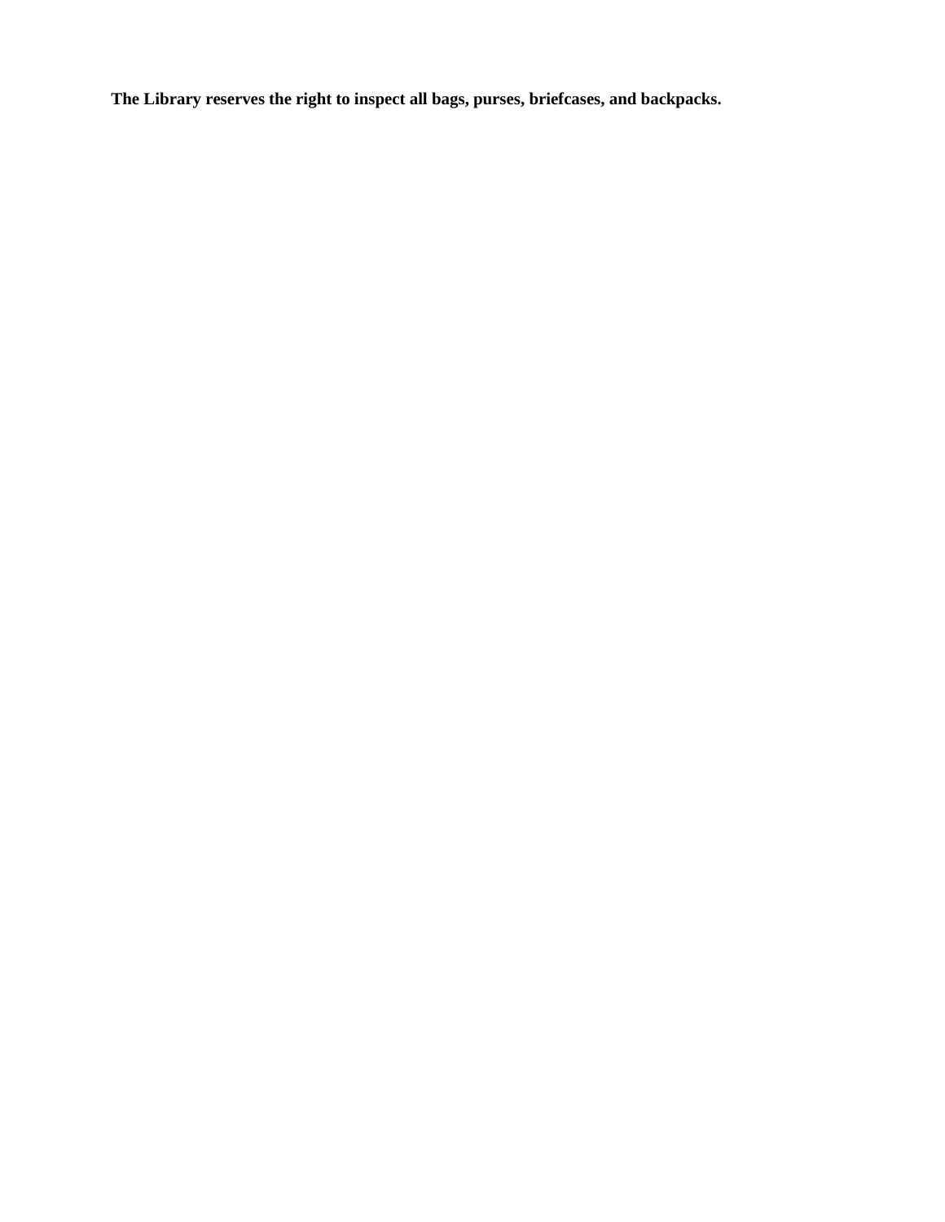**The Library reserves the right to inspect all bags, purses, briefcases, and backpacks.**